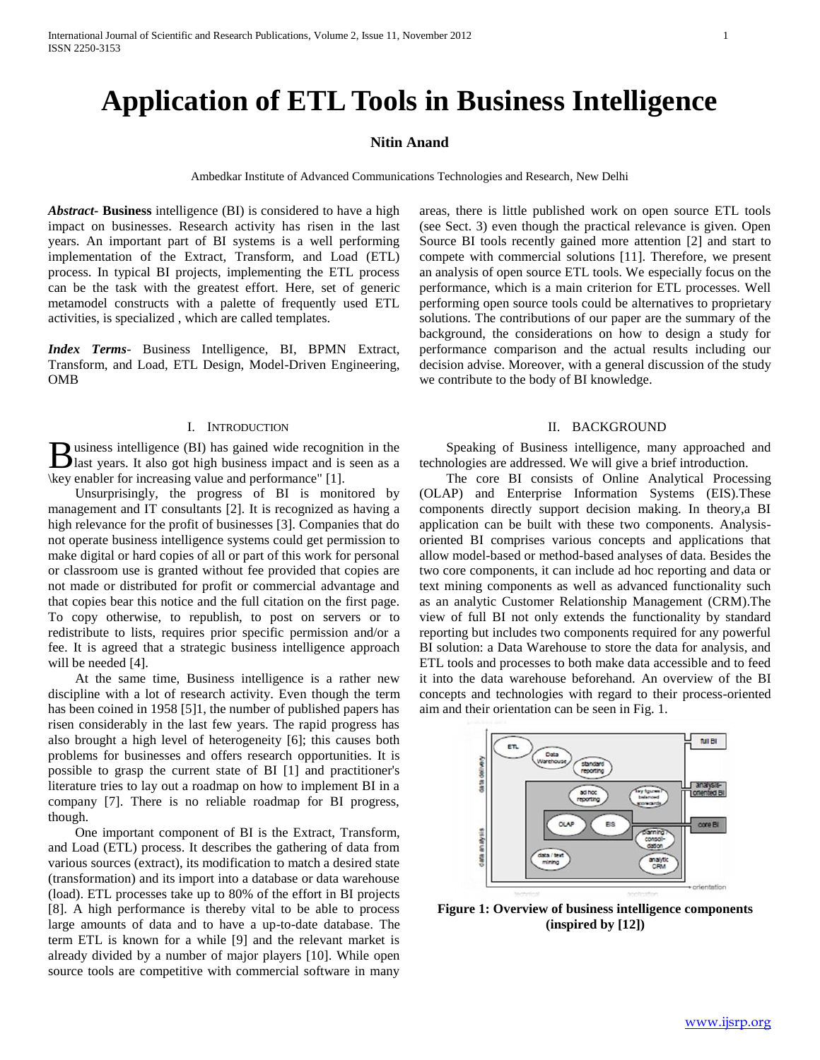#  Application of ETL Tools in Business Intelligence

**Nitin Anand**

Ambedkar Institute of Advanced Communications Technologies and Research, New Delhi

***Abstract*- Business** intelligence (BI) is considered to have a high impact on businesses. Research activity has risen in the last years. An important part of BI systems is a well performing implementation of the Extract, Transform, and Load (ETL) process. In typical BI projects, implementing the ETL process can be the task with the greatest effort. Here, set of generic metamodel constructs with a palette of frequently used ETL activities, is specialized , which are called templates.

***Index Terms*-** Business Intelligence, BI, BPMN Extract, Transform, and Load, ETL Design, Model-Driven Engineering, OMB

## I. INTRODUCTION

Business intelligence (BI) has gained wide recognition in the last years. It also got high business impact and is seen as a \key enabler for increasing value and performance" [1].

Unsurprisingly, the progress of BI is monitored by management and IT consultants [2]. It is recognized as having a high relevance for the profit of businesses [3]. Companies that do not operate business intelligence systems could get permission to make digital or hard copies of all or part of this work for personal or classroom use is granted without fee provided that copies are not made or distributed for profit or commercial advantage and that copies bear this notice and the full citation on the first page. To copy otherwise, to republish, to post on servers or to redistribute to lists, requires prior specific permission and/or a fee. It is agreed that a strategic business intelligence approach will be needed [4].

At the same time, Business intelligence is a rather new discipline with a lot of research activity. Even though the term has been coined in 1958 [5]1, the number of published papers has risen considerably in the last few years. The rapid progress has also brought a high level of heterogeneity [6]; this causes both problems for businesses and offers research opportunities. It is possible to grasp the current state of BI [1] and practitioner's literature tries to lay out a roadmap on how to implement BI in a company [7]. There is no reliable roadmap for BI progress, though.

One important component of BI is the Extract, Transform, and Load (ETL) process. It describes the gathering of data from various sources (extract), its modification to match a desired state (transformation) and its import into a database or data warehouse (load). ETL processes take up to 80% of the effort in BI projects [8]. A high performance is thereby vital to be able to process large amounts of data and to have a up-to-date database. The term ETL is known for a while [9] and the relevant market is already divided by a number of major players [10]. While open source tools are competitive with commercial software in many areas, there is little published work on open source ETL tools (see Sect. 3) even though the practical relevance is given. Open Source BI tools recently gained more attention [2] and start to compete with commercial solutions [11]. Therefore, we present an analysis of open source ETL tools. We especially focus on the performance, which is a main criterion for ETL processes. Well performing open source tools could be alternatives to proprietary solutions. The contributions of our paper are the summary of the background, the considerations on how to design a study for performance comparison and the actual results including our decision advise. Moreover, with a general discussion of the study we contribute to the body of BI knowledge.

## II. BACKGROUND

Speaking of Business intelligence, many approached and technologies are addressed. We will give a brief introduction.

The core BI consists of Online Analytical Processing (OLAP) and Enterprise Information Systems (EIS).These components directly support decision making. In theory,a BI application can be built with these two components. Analysis-oriented BI comprises various concepts and applications that allow model-based or method-based analyses of data. Besides the two core components, it can include ad hoc reporting and data or text mining components as well as advanced functionality such as an analytic Customer Relationship Management (CRM).The view of full BI not only extends the functionality by standard reporting but includes two components required for any powerful BI solution: a Data Warehouse to store the data for analysis, and ETL tools and processes to both make data accessible and to feed it into the data warehouse beforehand. An overview of the BI concepts and technologies with regard to their process-oriented aim and their orientation can be seen in Fig. 1.

**Figure 1: Overview of business intelligence components (inspired by [12])**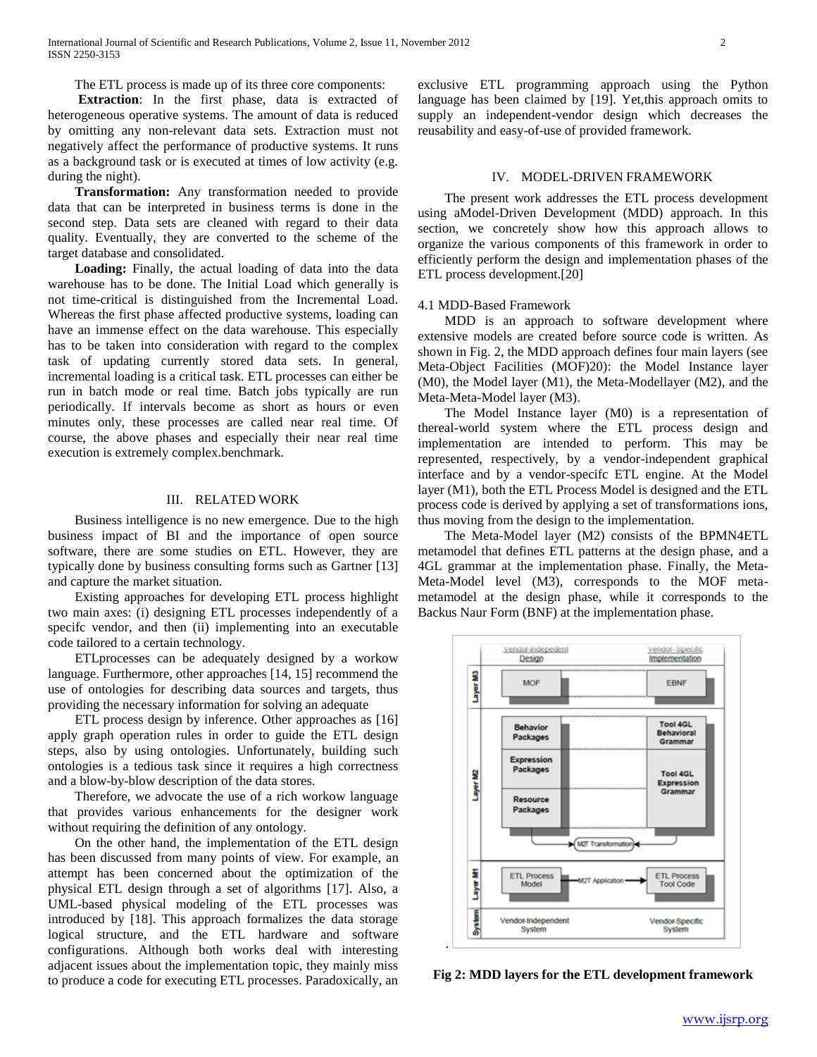The ETL process is made up of its three core components:

**Extraction**: In the first phase, data is extracted of heterogeneous operative systems. The amount of data is reduced by omitting any non-relevant data sets. Extraction must not negatively affect the performance of productive systems. It runs as a background task or is executed at times of low activity (e.g. during the night).

**Transformation:** Any transformation needed to provide data that can be interpreted in business terms is done in the second step. Data sets are cleaned with regard to their data quality. Eventually, they are converted to the scheme of the target database and consolidated.

**Loading:** Finally, the actual loading of data into the data warehouse has to be done. The Initial Load which generally is not time-critical is distinguished from the Incremental Load. Whereas the first phase affected productive systems, loading can have an immense effect on the data warehouse. This especially has to be taken into consideration with regard to the complex task of updating currently stored data sets. In general, incremental loading is a critical task. ETL processes can either be run in batch mode or real time. Batch jobs typically are run periodically. If intervals become as short as hours or even minutes only, these processes are called near real time. Of course, the above phases and especially their near real time execution is extremely complex.benchmark.

## III. RELATED WORK

Business intelligence is no new emergence. Due to the high business impact of BI and the importance of open source software, there are some studies on ETL. However, they are typically done by business consulting forms such as Gartner [13] and capture the market situation.

Existing approaches for developing ETL process highlight two main axes: (i) designing ETL processes independently of a specifc vendor, and then (ii) implementing into an executable code tailored to a certain technology.

ETLprocesses can be adequately designed by a workow language. Furthermore, other approaches [14, 15] recommend the use of ontologies for describing data sources and targets, thus providing the necessary information for solving an adequate

ETL process design by inference. Other approaches as [16] apply graph operation rules in order to guide the ETL design steps, also by using ontologies. Unfortunately, building such ontologies is a tedious task since it requires a high correctness and a blow-by-blow description of the data stores.

Therefore, we advocate the use of a rich workow language that provides various enhancements for the designer work without requiring the definition of any ontology.

On the other hand, the implementation of the ETL design has been discussed from many points of view. For example, an attempt has been concerned about the optimization of the physical ETL design through a set of algorithms [17]. Also, a UML-based physical modeling of the ETL processes was introduced by [18]. This approach formalizes the data storage logical structure, and the ETL hardware and software configurations. Although both works deal with interesting adjacent issues about the implementation topic, they mainly miss to produce a code for executing ETL processes. Paradoxically, an exclusive ETL programming approach using the Python language has been claimed by [19]. Yet,this approach omits to supply an independent-vendor design which decreases the reusability and easy-of-use of provided framework.

## IV. MODEL-DRIVEN FRAMEWORK

The present work addresses the ETL process development using aModel-Driven Development (MDD) approach. In this section, we concretely show how this approach allows to organize the various components of this framework in order to efficiently perform the design and implementation phases of the ETL process development.[20]

### 4.1 MDD-Based Framework

MDD is an approach to software development where extensive models are created before source code is written. As shown in Fig. 2, the MDD approach defines four main layers (see Meta-Object Facilities (MOF)20): the Model Instance layer (M0), the Model layer (M1), the Meta-Modellayer (M2), and the Meta-Meta-Model layer (M3).

The Model Instance layer (M0) is a representation of thereal-world system where the ETL process design and implementation are intended to perform. This may be represented, respectively, by a vendor-independent graphical interface and by a vendor-specifc ETL engine. At the Model layer (M1), both the ETL Process Model is designed and the ETL process code is derived by applying a set of transformations ions, thus moving from the design to the implementation.

The Meta-Model layer (M2) consists of the BPMN4ETL metamodel that defines ETL patterns at the design phase, and a 4GL grammar at the implementation phase. Finally, the Meta-Meta-Model level (M3), corresponds to the MOF meta-metamodel at the design phase, while it corresponds to the Backus Naur Form (BNF) at the implementation phase.

**Fig 2: MDD layers for the ETL development framework**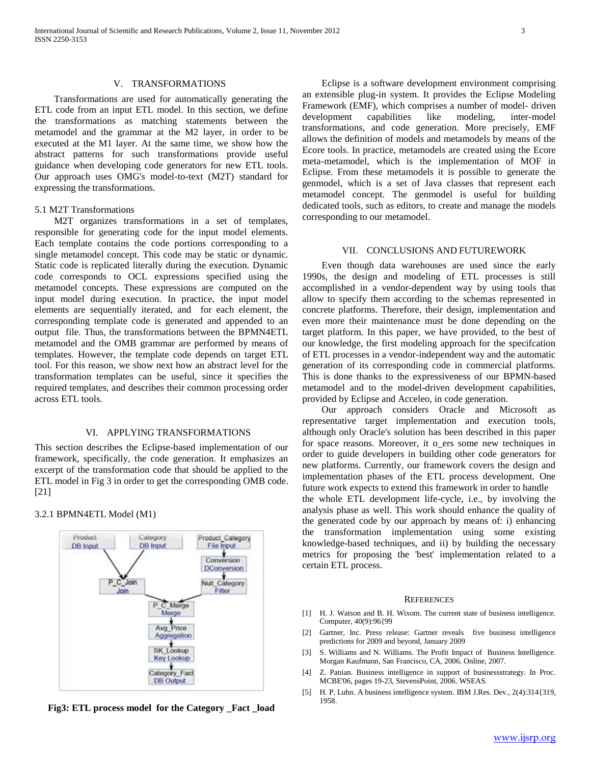## V. TRANSFORMATIONS

Transformations are used for automatically generating the ETL code from an input ETL model. In this section, we define the transformations as matching statements between the metamodel and the grammar at the M2 layer, in order to be executed at the M1 layer. At the same time, we show how the abstract patterns for such transformations provide useful guidance when developing code generators for new ETL tools. Our approach uses OMG's model-to-text (M2T) standard for expressing the transformations.

### 5.1 M2T Transformations

M2T organizes transformations in a set of templates, responsible for generating code for the input model elements. Each template contains the code portions corresponding to a single metamodel concept. This code may be static or dynamic. Static code is replicated literally during the execution. Dynamic code corresponds to OCL expressions specified using the metamodel concepts. These expressions are computed on the input model during execution. In practice, the input model elements are sequentially iterated, and for each element, the corresponding template code is generated and appended to an output file. Thus, the transformations between the BPMN4ETL metamodel and the OMB grammar are performed by means of templates. However, the template code depends on target ETL tool. For this reason, we show next how an abstract level for the transformation templates can be useful, since it specifies the required templates, and describes their common processing order across ETL tools.

## VI. APPLYING TRANSFORMATIONS

This section describes the Eclipse-based implementation of our framework, specifically, the code generation. It emphasizes an excerpt of the transformation code that should be applied to the ETL model in Fig 3 in order to get the corresponding OMB code. [21]

### 3.2.1 BPMN4ETL Model (M1)

**Fig3: ETL process model for the Category _Fact _load**

Eclipse is a software development environment comprising an extensible plug-in system. It provides the Eclipse Modeling Framework (EMF), which comprises a number of model- driven development capabilities like modeling, inter-model transformations, and code generation. More precisely, EMF allows the definition of models and metamodels by means of the Ecore tools. In practice, metamodels are created using the Ecore meta-metamodel, which is the implementation of MOF in Eclipse. From these metamodels it is possible to generate the genmodel, which is a set of Java classes that represent each metamodel concept. The genmodel is useful for building dedicated tools, such as editors, to create and manage the models corresponding to our metamodel.

## VII. CONCLUSIONS AND FUTUREWORK

Even though data warehouses are used since the early 1990s, the design and modeling of ETL processes is still accomplished in a vendor-dependent way by using tools that allow to specify them according to the schemas represented in concrete platforms. Therefore, their design, implementation and even more their maintenance must be done depending on the target platform. In this paper, we have provided, to the best of our knowledge, the first modeling approach for the specifcation of ETL processes in a vendor-independent way and the automatic generation of its corresponding code in commercial platforms. This is done thanks to the expressiveness of our BPMN-based metamodel and to the model-driven development capabilities, provided by Eclipse and Acceleo, in code generation.

Our approach considers Oracle and Microsoft as representative target implementation and execution tools, although only Oracle's solution has been described in this paper for space reasons. Moreover, it o_ers some new techniques in order to guide developers in building other code generators for new platforms. Currently, our framework covers the design and implementation phases of the ETL process development. One future work expects to extend this framework in order to handle the whole ETL development life-cycle, i.e., by involving the analysis phase as well. This work should enhance the quality of the generated code by our approach by means of: i) enhancing the transformation implementation using some existing knowledge-based techniques, and ii) by building the necessary metrics for proposing the 'best' implementation related to a certain ETL process.

### REFERENCES

[1] H. J. Watson and B. H. Wixom. The current state of business intelligence. Computer, 40(9):96{99

[2] Gartner, Inc. Press release: Gartner reveals five business intelligence predictions for 2009 and beyond, January 2009

[3] S. Williams and N. Williams. The Profit Impact of Business Intelligence. Morgan Kaufmann, San Francisco, CA, 2006. Online, 2007.

[4] Z. Panian. Business intelligence in support of businessstrategy. In Proc. MCBE'06, pages 19-23, StevensPoint, 2006. WSEAS.

[5] H. P. Luhn. A business intelligence system. IBM J.Res. Dev., 2(4):314{319, 1958.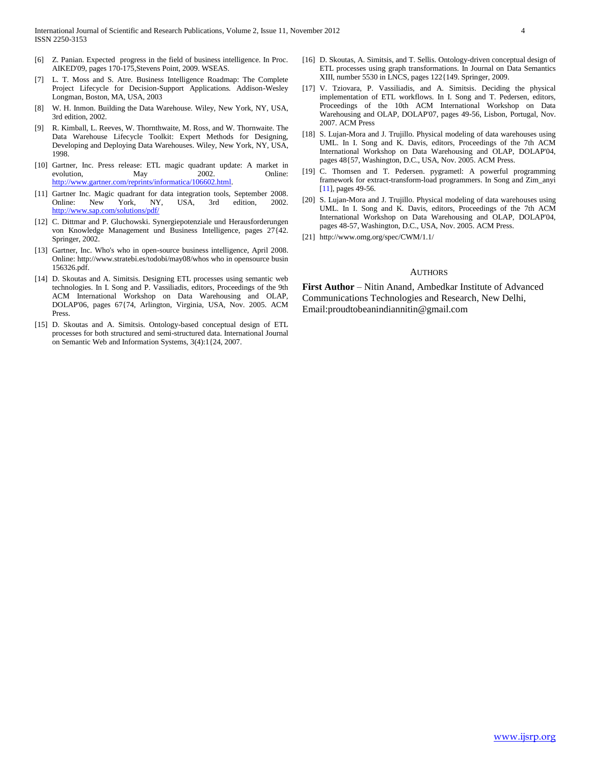[6] Z. Panian. Expected progress in the field of business intelligence. In Proc. AIKED'09, pages 170-175,Stevens Point, 2009. WSEAS.

[7] L. T. Moss and S. Atre. Business Intelligence Roadmap: The Complete Project Lifecycle for Decision-Support Applications. Addison-Wesley Longman, Boston, MA, USA, 2003

[8] W. H. Inmon. Building the Data Warehouse. Wiley, New York, NY, USA, 3rd edition, 2002.

[9] R. Kimball, L. Reeves, W. Thornthwaite, M. Ross, and W. Thornwaite. The Data Warehouse Lifecycle Toolkit: Expert Methods for Designing, Developing and Deploying Data Warehouses. Wiley, New York, NY, USA, 1998.

[10] Gartner, Inc. Press release: ETL magic quadrant update: A market in evolution, May 2002. Online: http://www.gartner.com/reprints/informatica/106602.html.

[11] Gartner Inc. Magic quadrant for data integration tools, September 2008. Online: New York, NY, USA, 3rd edition, 2002. http://www.sap.com/solutions/pdf/

[12] C. Dittmar and P. Gluchowski. Synergiepotenziale und Herausforderungen von Knowledge Management und Business Intelligence, pages 27{42. Springer, 2002.

[13] Gartner, Inc. Who's who in open-source business intelligence, April 2008. Online: http://www.stratebi.es/todobi/may08/whos who in opensource busin 156326.pdf.

[14] D. Skoutas and A. Simitsis. Designing ETL processes using semantic web technologies. In I. Song and P. Vassiliadis, editors, Proceedings of the 9th ACM International Workshop on Data Warehousing and OLAP, DOLAP'06, pages 67{74, Arlington, Virginia, USA, Nov. 2005. ACM Press.

[15] D. Skoutas and A. Simitsis. Ontology-based conceptual design of ETL processes for both structured and semi-structured data. International Journal on Semantic Web and Information Systems, 3(4):1{24, 2007.

[16] D. Skoutas, A. Simitsis, and T. Sellis. Ontology-driven conceptual design of ETL processes using graph transformations. In Journal on Data Semantics XIII, number 5530 in LNCS, pages 122{149. Springer, 2009.

[17] V. Tziovara, P. Vassiliadis, and A. Simitsis. Deciding the physical implementation of ETL workflows. In I. Song and T. Pedersen, editors, Proceedings of the 10th ACM International Workshop on Data Warehousing and OLAP, DOLAP'07, pages 49-56, Lisbon, Portugal, Nov. 2007. ACM Press

[18] S. Lujan-Mora and J. Trujillo. Physical modeling of data warehouses using UML. In I. Song and K. Davis, editors, Proceedings of the 7th ACM International Workshop on Data Warehousing and OLAP, DOLAP'04, pages 48{57, Washington, D.C., USA, Nov. 2005. ACM Press.

[19] C. Thomsen and T. Pedersen. pygrametl: A powerful programming framework for extract-transform-load programmers. In Song and Zim_anyi [11], pages 49-56.

[20] S. Lujan-Mora and J. Trujillo. Physical modeling of data warehouses using UML. In I. Song and K. Davis, editors, Proceedings of the 7th ACM International Workshop on Data Warehousing and OLAP, DOLAP'04, pages 48-57, Washington, D.C., USA, Nov. 2005. ACM Press.

[21] http://www.omg.org/spec/CWM/1.1/

## Authors

**First Author** – Nitin Anand, Ambedkar Institute of Advanced Communications Technologies and Research, New Delhi, Email:proudtobeanindiannitin@gmail.com